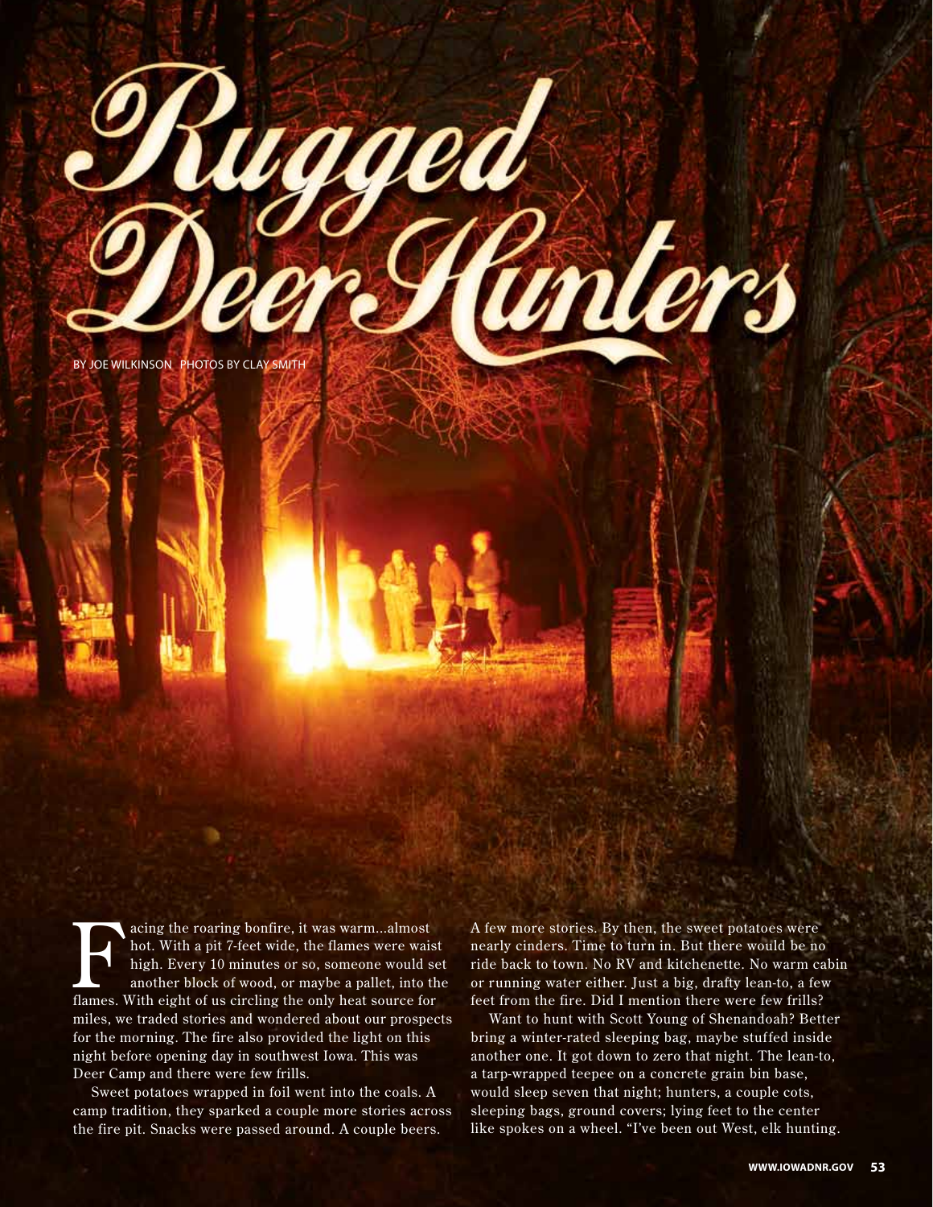# Rugged Deer Hunters

BY JOE WILKINSON PHOTOS BY CLAY SMITH

Facing the roaring bonfire, it was warm...almost hot. With a pit 7-feet wide, the flames were waist high. Every 10 minutes or so, someone would set another block of wood, or maybe a pallet, into the flames. With eight of us circling the only heat source for miles, we traded stories and wondered about our prospects for the morning. The fire also provided the light on this night before opening day in southwest Iowa. This was Deer Camp and there were few frills.

Sweet potatoes wrapped in foil went into the coals. A camp tradition, they sparked a couple more stories across the fire pit. Snacks were passed around. A couple beers. A few more stories. By then, the sweet potatoes were nearly cinders. Time to turn in. But there would be no ride back to town. No RV and kitchenette. No warm cabin or running water either. Just a big, drafty lean-to, a few feet from the fire. Did I mention there were few frills?

Want to hunt with Scott Young of Shenandoah? Better bring a winter-rated sleeping bag, maybe stuffed inside another one. It got down to zero that night. The lean-to, a tarp-wrapped teepee on a concrete grain bin base, would sleep seven that night; hunters, a couple cots, sleeping bags, ground covers; lying feet to the center like spokes on a wheel. "I've been out West, elk hunting.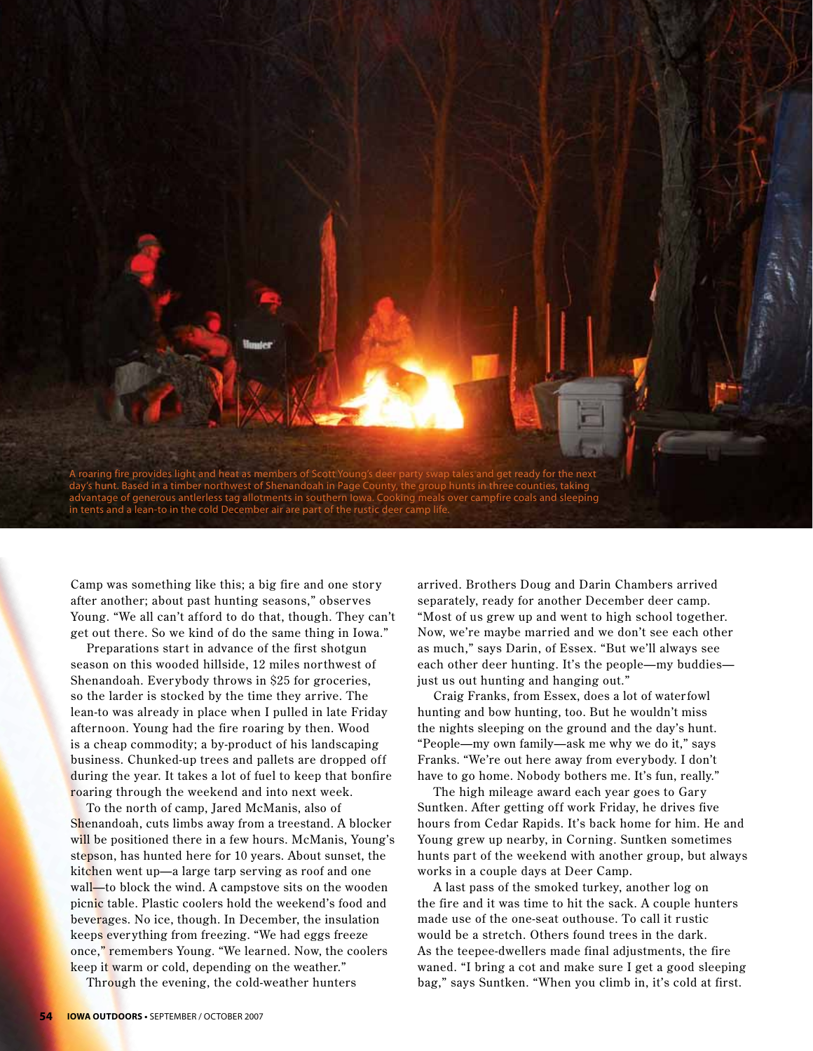A roaring fire provides light and heat as members of Scott Young's deer party swap tales and get ready for the next day's hunt. Based in a timber northwest of Shenandoah in Page County, the group hunts in three counties, taking advantage of generous antlerless tag allotments in southern Iowa. Cooking meals over campfire coals and sleeping in tents and a lean-to in the cold December air are part of the rustic deer camp life.

Camp was something like this; a big fire and one story after another; about past hunting seasons," observes Young. "We all can't afford to do that, though. They can't get out there. So we kind of do the same thing in Iowa."

Preparations start in advance of the first shotgun season on this wooded hillside, 12 miles northwest of Shenandoah. Everybody throws in $25 for groceries, so the larder is stocked by the time they arrive. The lean-to was already in place when I pulled in late Friday afternoon. Young had the fire roaring by then. Wood is a cheap commodity; a by-product of his landscaping business. Chunked-up trees and pallets are dropped off during the year. It takes a lot of fuel to keep that bonfire roaring through the weekend and into next week.

To the north of camp, Jared McManis, also of Shenandoah, cuts limbs away from a treestand. A blocker will be positioned there in a few hours. McManis, Young's stepson, has hunted here for 10 years. About sunset, the kitchen went up—a large tarp serving as roof and one wall—to block the wind. A campstove sits on the wooden picnic table. Plastic coolers hold the weekend's food and beverages. No ice, though. In December, the insulation keeps everything from freezing. "We had eggs freeze once," remembers Young. "We learned. Now, the coolers keep it warm or cold, depending on the weather."

Through the evening, the cold-weather hunters arrived. Brothers Doug and Darin Chambers arrived separately, ready for another December deer camp. "Most of us grew up and went to high school together. Now, we're maybe married and we don't see each other as much," says Darin, of Essex. "But we'll always see each other deer hunting. It's the people—my buddies—just us out hunting and hanging out."

Craig Franks, from Essex, does a lot of waterfowl hunting and bow hunting, too. But he wouldn't miss the nights sleeping on the ground and the day's hunt. "People—my own family—ask me why we do it," says Franks. "We're out here away from everybody. I don't have to go home. Nobody bothers me. It's fun, really."

The high mileage award each year goes to Gary Suntken. After getting off work Friday, he drives five hours from Cedar Rapids. It's back home for him. He and Young grew up nearby, in Corning. Suntken sometimes hunts part of the weekend with another group, but always works in a couple days at Deer Camp.

A last pass of the smoked turkey, another log on the fire and it was time to hit the sack. A couple hunters made use of the one-seat outhouse. To call it rustic would be a stretch. Others found trees in the dark. As the teepee-dwellers made final adjustments, the fire waned. "I bring a cot and make sure I get a good sleeping bag," says Suntken. "When you climb in, it's cold at first.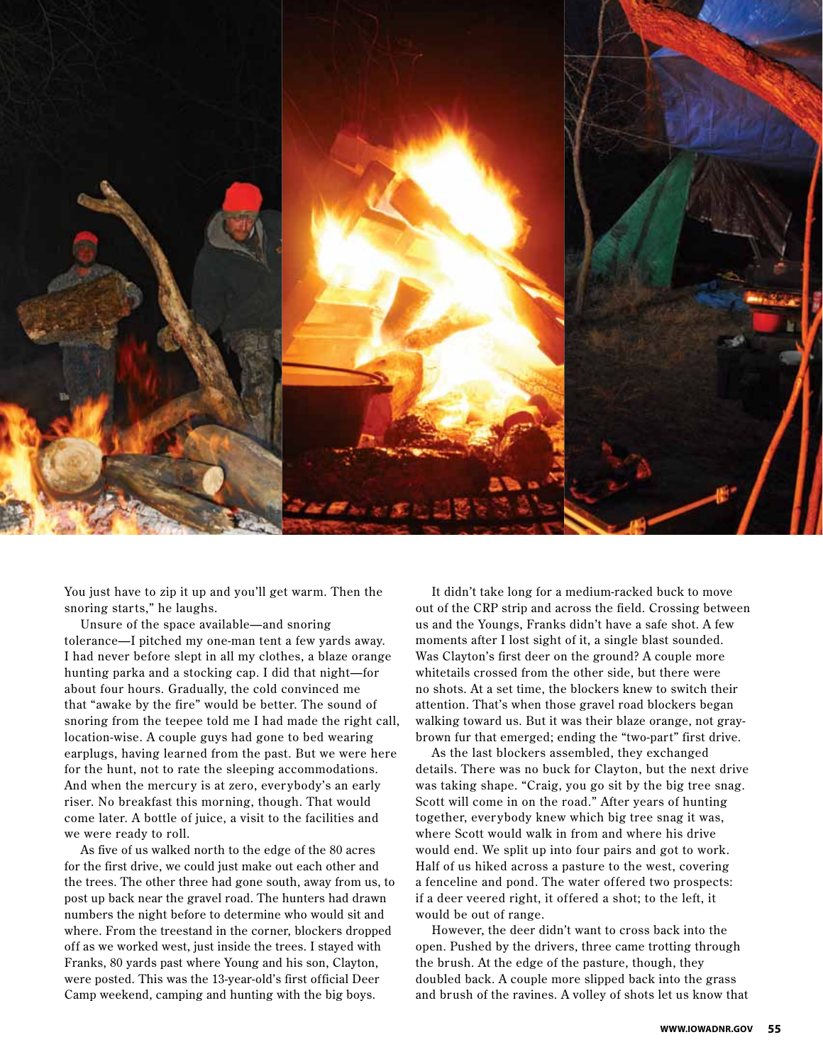You just have to zip it up and you'll get warm. Then the snoring starts," he laughs.

Unsure of the space available—and snoring tolerance—I pitched my one-man tent a few yards away. I had never before slept in all my clothes, a blaze orange hunting parka and a stocking cap. I did that night—for about four hours. Gradually, the cold convinced me that "awake by the fire" would be better. The sound of snoring from the teepee told me I had made the right call, location-wise. A couple guys had gone to bed wearing earplugs, having learned from the past. But we were here for the hunt, not to rate the sleeping accommodations. And when the mercury is at zero, everybody's an early riser. No breakfast this morning, though. That would come later. A bottle of juice, a visit to the facilities and we were ready to roll.

As five of us walked north to the edge of the 80 acres for the first drive, we could just make out each other and the trees. The other three had gone south, away from us, to post up back near the gravel road. The hunters had drawn numbers the night before to determine who would sit and where. From the treestand in the corner, blockers dropped off as we worked west, just inside the trees. I stayed with Franks, 80 yards past where Young and his son, Clayton, were posted. This was the 13-year-old's first official Deer Camp weekend, camping and hunting with the big boys.

It didn't take long for a medium-racked buck to move out of the CRP strip and across the field. Crossing between us and the Youngs, Franks didn't have a safe shot. A few moments after I lost sight of it, a single blast sounded. Was Clayton's first deer on the ground? A couple more whitetails crossed from the other side, but there were no shots. At a set time, the blockers knew to switch their attention. That's when those gravel road blockers began walking toward us. But it was their blaze orange, not gray-brown fur that emerged; ending the "two-part" first drive.

As the last blockers assembled, they exchanged details. There was no buck for Clayton, but the next drive was taking shape. "Craig, you go sit by the big tree snag. Scott will come in on the road." After years of hunting together, everybody knew which big tree snag it was, where Scott would walk in from and where his drive would end. We split up into four pairs and got to work. Half of us hiked across a pasture to the west, covering a fenceline and pond. The water offered two prospects: if a deer veered right, it offered a shot; to the left, it would be out of range.

However, the deer didn't want to cross back into the open. Pushed by the drivers, three came trotting through the brush. At the edge of the pasture, though, they doubled back. A couple more slipped back into the grass and brush of the ravines. A volley of shots let us know that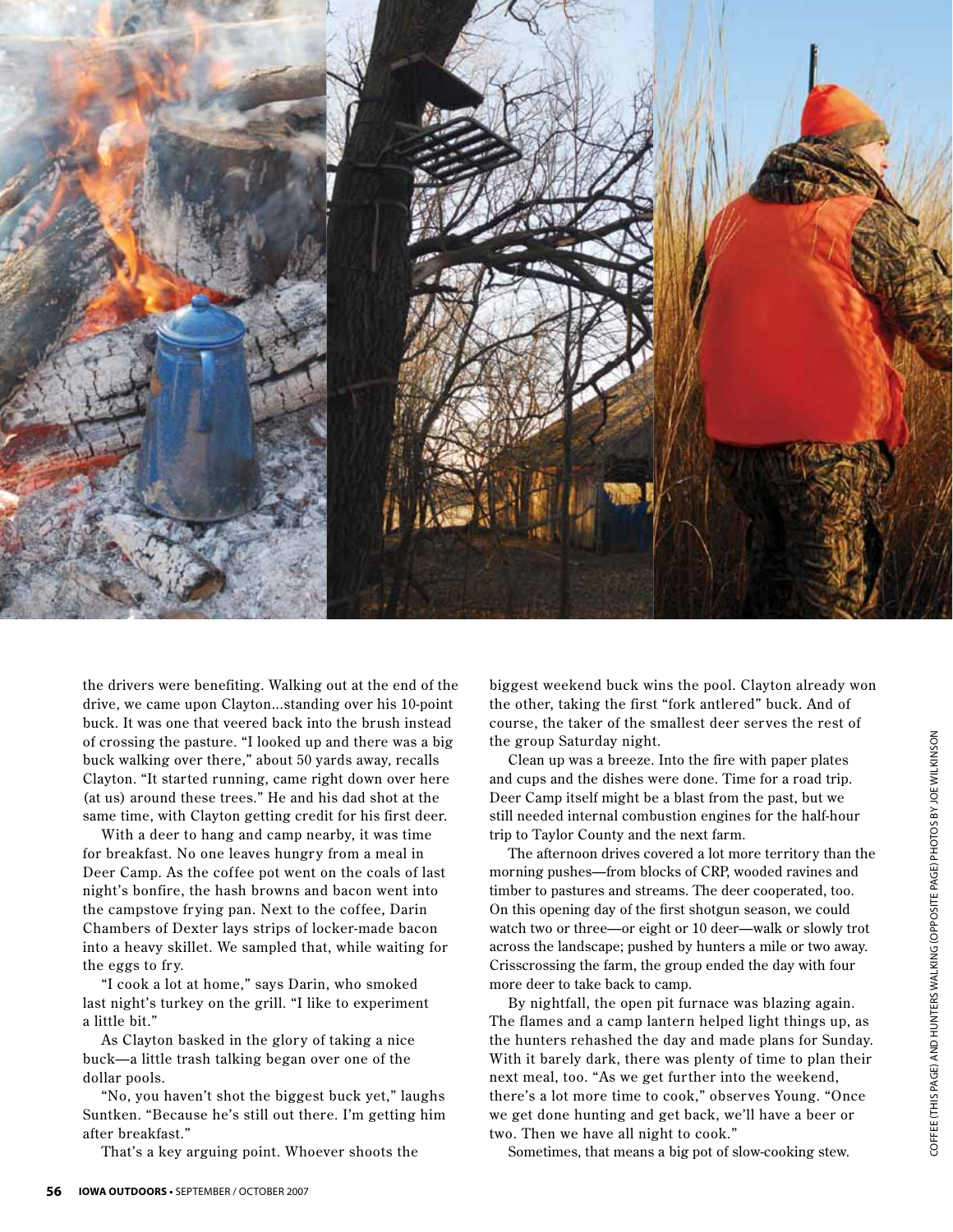the drivers were benefiting. Walking out at the end of the drive, we came upon Clayton...standing over his 10-point buck. It was one that veered back into the brush instead of crossing the pasture. "I looked up and there was a big buck walking over there," about 50 yards away, recalls Clayton. "It started running, came right down over here (at us) around these trees." He and his dad shot at the same time, with Clayton getting credit for his first deer.

With a deer to hang and camp nearby, it was time for breakfast. No one leaves hungry from a meal in Deer Camp. As the coffee pot went on the coals of last night's bonfire, the hash browns and bacon went into the campstove frying pan. Next to the coffee, Darin Chambers of Dexter lays strips of locker-made bacon into a heavy skillet. We sampled that, while waiting for the eggs to fry.

"I cook a lot at home," says Darin, who smoked last night's turkey on the grill. "I like to experiment a little bit."

As Clayton basked in the glory of taking a nice buck—a little trash talking began over one of the dollar pools.

"No, you haven't shot the biggest buck yet," laughs Suntken. "Because he's still out there. I'm getting him after breakfast."

That's a key arguing point. Whoever shoots the biggest weekend buck wins the pool. Clayton already won the other, taking the first "fork antlered" buck. And of course, the taker of the smallest deer serves the rest of the group Saturday night.

Clean up was a breeze. Into the fire with paper plates and cups and the dishes were done. Time for a road trip. Deer Camp itself might be a blast from the past, but we still needed internal combustion engines for the half-hour trip to Taylor County and the next farm.

The afternoon drives covered a lot more territory than the morning pushes—from blocks of CRP, wooded ravines and timber to pastures and streams. The deer cooperated, too. On this opening day of the first shotgun season, we could watch two or three—or eight or 10 deer—walk or slowly trot across the landscape; pushed by hunters a mile or two away. Crisscrossing the farm, the group ended the day with four more deer to take back to camp.

By nightfall, the open pit furnace was blazing again. The flames and a camp lantern helped light things up, as the hunters rehashed the day and made plans for Sunday. With it barely dark, there was plenty of time to plan their next meal, too. "As we get further into the weekend, there's a lot more time to cook," observes Young. "Once we get done hunting and get back, we'll have a beer or two. Then we have all night to cook."

Sometimes, that means a big pot of slow-cooking stew.

COFFEE (THIS PAGE) AND HUNTERS WALKING (OPPOSITE PAGE) PHOTOS BY JOE WILKINSON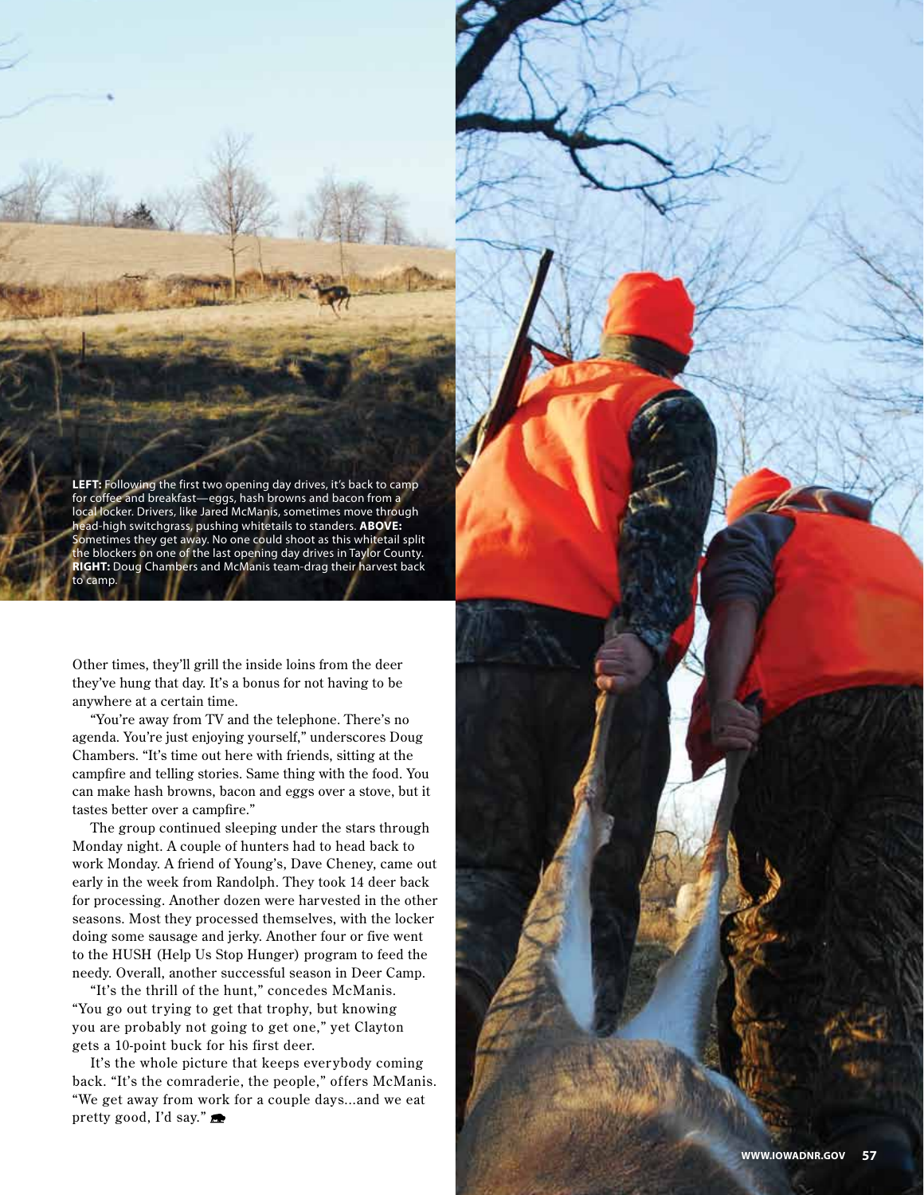**LEFT:** Following the first two opening day drives, it's back to camp for coffee and breakfast—eggs, hash browns and bacon from a local locker. Drivers, like Jared McManis, sometimes move through head-high switchgrass, pushing whitetails to standers. **ABOVE:** Sometimes they get away. No one could shoot as this whitetail split the blockers on one of the last opening day drives in Taylor County. **RIGHT:** Doug Chambers and McManis team-drag their harvest back to camp.

Other times, they'll grill the inside loins from the deer they've hung that day. It's a bonus for not having to be anywhere at a certain time.

"You're away from TV and the telephone. There's no agenda. You're just enjoying yourself," underscores Doug Chambers. "It's time out here with friends, sitting at the campfire and telling stories. Same thing with the food. You can make hash browns, bacon and eggs over a stove, but it tastes better over a campfire."

The group continued sleeping under the stars through Monday night. A couple of hunters had to head back to work Monday. A friend of Young's, Dave Cheney, came out early in the week from Randolph. They took 14 deer back for processing. Another dozen were harvested in the other seasons. Most they processed themselves, with the locker doing some sausage and jerky. Another four or five went to the HUSH (Help Us Stop Hunger) program to feed the needy. Overall, another successful season in Deer Camp.

"It's the thrill of the hunt," concedes McManis. "You go out trying to get that trophy, but knowing you are probably not going to get one," yet Clayton gets a 10-point buck for his first deer.

It's the whole picture that keeps everybody coming back. "It's the comraderie, the people," offers McManis. "We get away from work for a couple days...and we eat pretty good, I'd say."